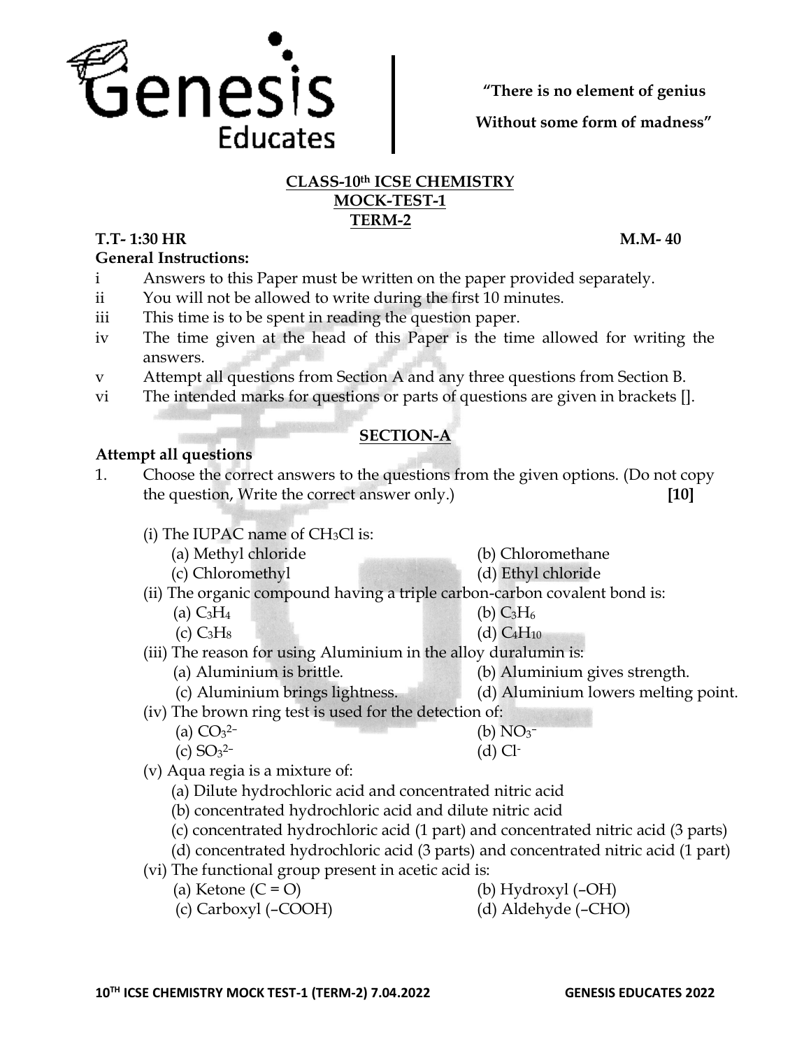Genesis Educates

**"There is no element of genius**
**Without some form of madness"**

## CLASS-10th ICSE CHEMISTRY
## MOCK-TEST-1
## TERM-2

**T.T- 1:30 HR** **M.M- 40**

**General Instructions:**

- i Answers to this Paper must be written on the paper provided separately.
- ii You will not be allowed to write during the first 10 minutes.
- iii This time is to be spent in reading the question paper.
- iv The time given at the head of this Paper is the time allowed for writing the answers.
- v Attempt all questions from Section A and any three questions from Section B.
- vi The intended marks for questions or parts of questions are given in brackets [].

## SECTION-A

**Attempt all questions**

1. Choose the correct answers to the questions from the given options. (Do not copy the question, Write the correct answer only.) **[10]**

(i) The IUPAC name of $CH_3Cl$ is:
- (a) Methyl chloride
- (b) Chloromethane
- (c) Chloromethyl
- (d) Ethyl chloride

(ii) The organic compound having a triple carbon-carbon covalent bond is:
- (a) $C_3H_4$
- (b) $C_3H_6$
- (c) $C_3H_8$
- (d) $C_4H_{10}$

(iii) The reason for using Aluminium in the alloy duralumin is:
- (a) Aluminium is brittle.
- (b) Aluminium gives strength.
- (c) Aluminium brings lightness.
- (d) Aluminium lowers melting point.

(iv) The brown ring test is used for the detection of:
- (a) $CO_3^{2-}$
- (b) $NO_3^{-}$
- (c) $SO_3^{2-}$
- (d) $Cl^{-}$

(v) Aqua regia is a mixture of:
- (a) Dilute hydrochloric acid and concentrated nitric acid
- (b) concentrated hydrochloric acid and dilute nitric acid
- (c) concentrated hydrochloric acid (1 part) and concentrated nitric acid (3 parts)
- (d) concentrated hydrochloric acid (3 parts) and concentrated nitric acid (1 part)

(vi) The functional group present in acetic acid is:
- (a) Ketone (C = O)
- (b) Hydroxyl (–OH)
- (c) Carboxyl (–COOH)
- (d) Aldehyde (–CHO)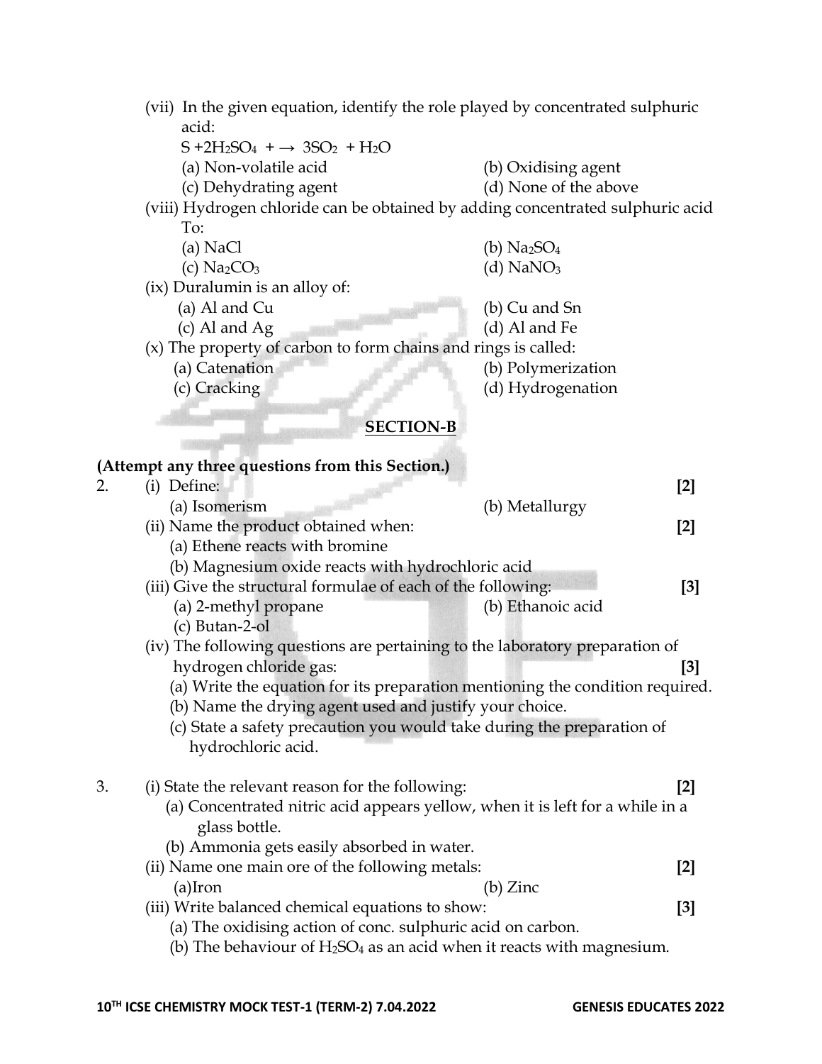(vii) In the given equation, identify the role played by concentrated sulphuric acid:

$S + 2H_2SO_4 + \rightarrow 3SO_2 + H_2O$

(a) Non-volatile acid (b) Oxidising agent

(c) Dehydrating agent (d) None of the above

(viii) Hydrogen chloride can be obtained by adding concentrated sulphuric acid To:

(a) $NaCl$ (b) $Na_2SO_4$

(c) $Na_2CO_3$ (d) $NaNO_3$

(ix) Duralumin is an alloy of:

(a) Al and Cu (b) Cu and Sn

(c) Al and Ag (d) Al and Fe

(x) The property of carbon to form chains and rings is called:

(a) Catenation (b) Polymerization

(c) Cracking (d) Hydrogenation

## SECTION-B

**(Attempt any three questions from this Section.)**

2. (i) Define: **[2]**

 (a) Isomerism (b) Metallurgy

 (ii) Name the product obtained when: **[2]**

 (a) Ethene reacts with bromine

 (b) Magnesium oxide reacts with hydrochloric acid

 (iii) Give the structural formulae of each of the following: **[3]**

 (a) 2-methyl propane (b) Ethanoic acid

 (c) Butan-2-ol

 (iv) The following questions are pertaining to the laboratory preparation of hydrogen chloride gas: **[3]**

 (a) Write the equation for its preparation mentioning the condition required.

 (b) Name the drying agent used and justify your choice.

 (c) State a safety precaution you would take during the preparation of hydrochloric acid.

3. (i) State the relevant reason for the following: **[2]**

 (a) Concentrated nitric acid appears yellow, when it is left for a while in a glass bottle.

 (b) Ammonia gets easily absorbed in water.

 (ii) Name one main ore of the following metals: **[2]**

 (a) Iron (b) Zinc

 (iii) Write balanced chemical equations to show: **[3]**

 (a) The oxidising action of conc. sulphuric acid on carbon.

 (b) The behaviour of $H_2SO_4$ as an acid when it reacts with magnesium.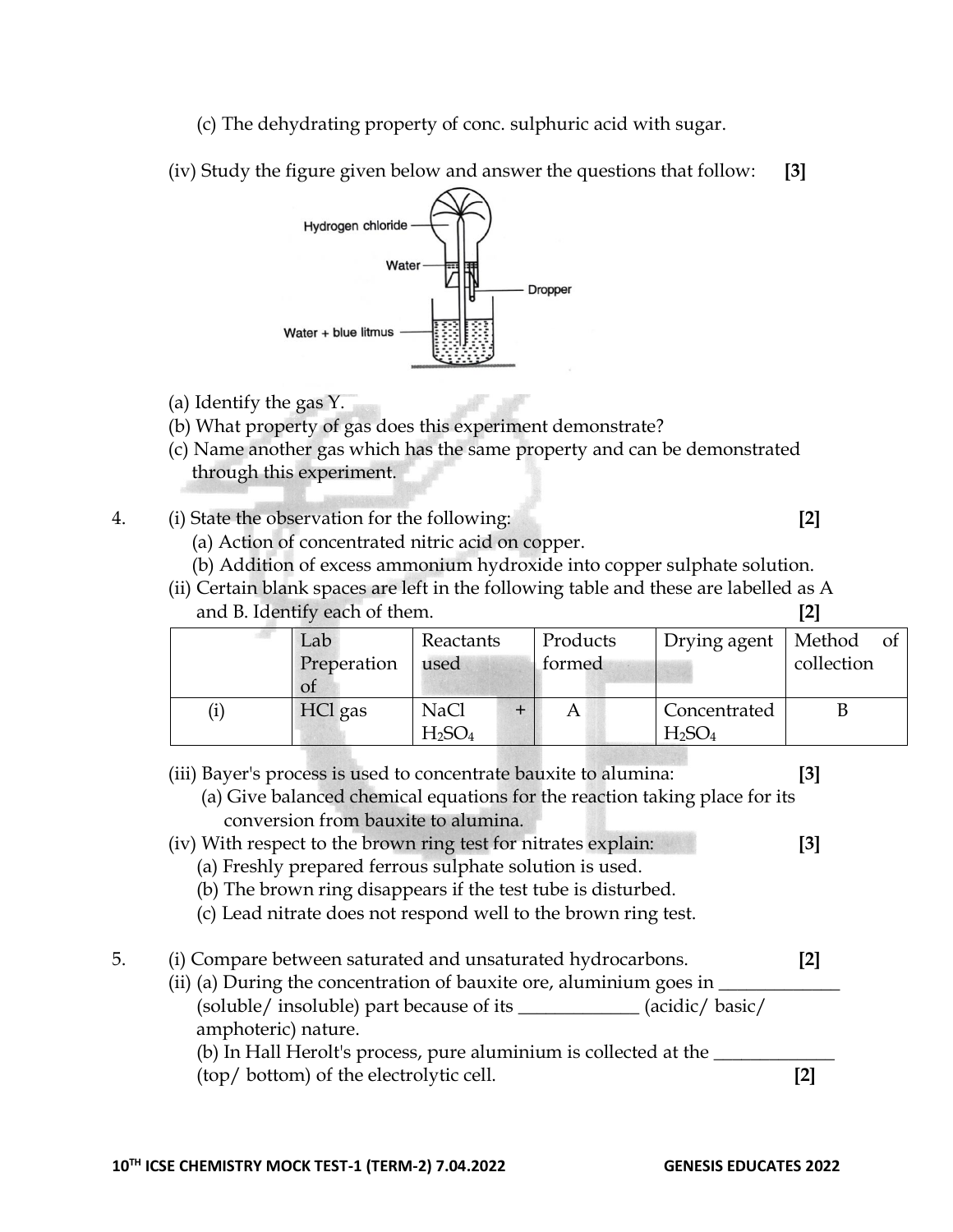(c) The dehydrating property of conc. sulphuric acid with sugar.

(iv) Study the figure given below and answer the questions that follow: **[3]**

Hydrogen chloride

Water

Dropper

Water + blue litmus

(a) Identify the gas Y.
(b) What property of gas does this experiment demonstrate?
(c) Name another gas which has the same property and can be demonstrated through this experiment.

4. (i) State the observation for the following: **[2]**
   (a) Action of concentrated nitric acid on copper.
   (b) Addition of excess ammonium hydroxide into copper sulphate solution.

   (ii) Certain blank spaces are left in the following table and these are labelled as A and B. Identify each of them. **[2]**

| | Lab Preperation of | Reactants used | Products formed | Drying agent | Method of collection |
|---|---|---|---|---|---|
| (i) | HCl gas | NaCl + $H_2SO_4$ | A | Concentrated $H_2SO_4$ | B |

   (iii) Bayer's process is used to concentrate bauxite to alumina: **[3]**
   (a) Give balanced chemical equations for the reaction taking place for its conversion from bauxite to alumina.

   (iv) With respect to the brown ring test for nitrates explain: **[3]**
   (a) Freshly prepared ferrous sulphate solution is used.
   (b) The brown ring disappears if the test tube is disturbed.
   (c) Lead nitrate does not respond well to the brown ring test.

5. (i) Compare between saturated and unsaturated hydrocarbons. **[2]**

   (ii) (a) During the concentration of bauxite ore, aluminium goes in _____________ (soluble/ insoluble) part because of its _____________ (acidic/ basic/ amphoteric) nature.
   (b) In Hall Herolt's process, pure aluminium is collected at the _____________ (top/ bottom) of the electrolytic cell. **[2]**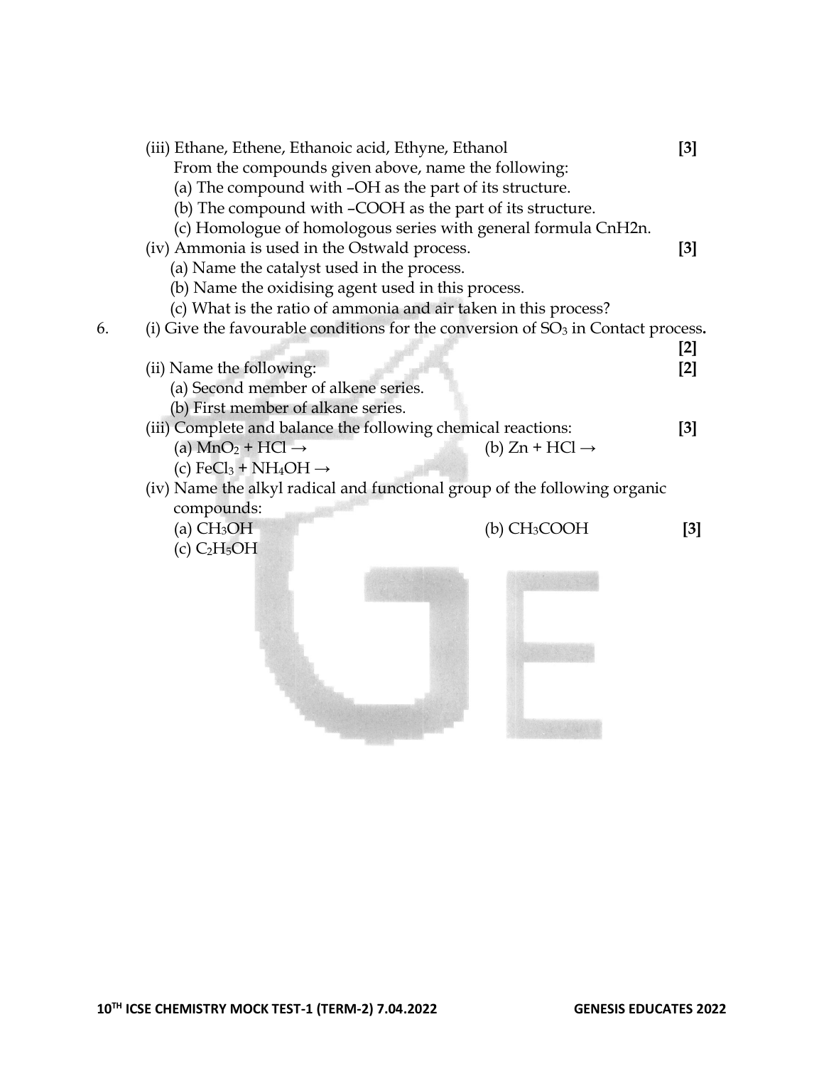(iii) Ethane, Ethene, Ethanoic acid, Ethyne, Ethanol **[3]**

From the compounds given above, name the following:

(a) The compound with –OH as the part of its structure.

(b) The compound with –COOH as the part of its structure.

(c) Homologue of homologous series with general formula CnH2n.

(iv) Ammonia is used in the Ostwald process. **[3]**

(a) Name the catalyst used in the process.

(b) Name the oxidising agent used in this process.

(c) What is the ratio of ammonia and air taken in this process?

6. (i) Give the favourable conditions for the conversion of $SO_3$ in Contact process**.** **[2]**

(ii) Name the following: **[2]**

(a) Second member of alkene series.

(b) First member of alkane series.

(iii) Complete and balance the following chemical reactions: **[3]**

(a) $MnO_2 + HCl \rightarrow$ (b) $Zn + HCl \rightarrow$

(c) $FeCl_3 + NH_4OH \rightarrow$

(iv) Name the alkyl radical and functional group of the following organic compounds:

(a) $CH_3OH$ (b) $CH_3COOH$ **[3]**

(c) $C_2H_5OH$